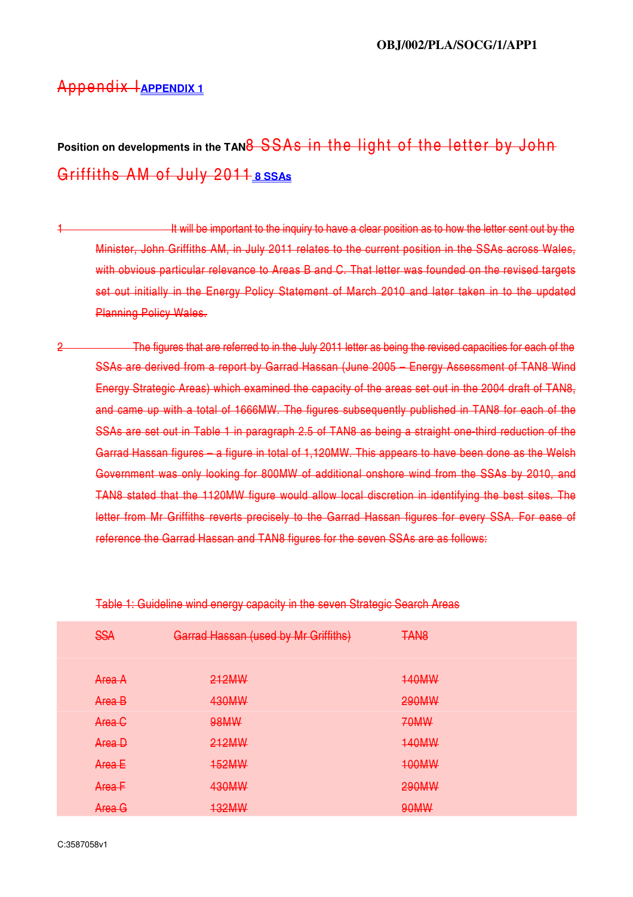# ~~Appendix I~~ **APPENDIX 1**

**Position on developments in the TAN**~~8 SSAs in the light of the letter by John Griffiths AM of July 2011~~ **8 SSAs**

~~1 It will be important to the inquiry to have a clear position as to how the letter sent out by the Minister, John Griffiths AM, in July 2011 relates to the current position in the SSAs across Wales, with obvious particular relevance to Areas B and C. That letter was founded on the revised targets set out initially in the Energy Policy Statement of March 2010 and later taken in to the updated Planning Policy Wales.~~

~~2 The figures that are referred to in the July 2011 letter as being the revised capacities for each of the SSAs are derived from a report by Garrad Hassan (June 2005 – Energy Assessment of TAN8 Wind Energy Strategic Areas) which examined the capacity of the areas set out in the 2004 draft of TAN8, and came up with a total of 1666MW. The figures subsequently published in TAN8 for each of the SSAs are set out in Table 1 in paragraph 2.5 of TAN8 as being a straight one-third reduction of the Garrad Hassan figures – a figure in total of 1,120MW. This appears to have been done as the Welsh Government was only looking for 800MW of additional onshore wind from the SSAs by 2010, and TAN8 stated that the 1120MW figure would allow local discretion in identifying the best sites. The letter from Mr Griffiths reverts precisely to the Garrad Hassan figures for every SSA. For ease of reference the Garrad Hassan and TAN8 figures for the seven SSAs are as follows:~~

~~Table 1: Guideline wind energy capacity in the seven Strategic Search Areas~~

| ~~SSA~~ | ~~Garrad Hassan (used by Mr Griffiths)~~ | ~~TAN8~~ |
|---|---|---|
| ~~Area A~~ | ~~212MW~~ | ~~140MW~~ |
| ~~Area B~~ | ~~430MW~~ | ~~290MW~~ |
| ~~Area C~~ | ~~98MW~~ | ~~70MW~~ |
| ~~Area D~~ | ~~212MW~~ | ~~140MW~~ |
| ~~Area E~~ | ~~152MW~~ | ~~100MW~~ |
| ~~Area F~~ | ~~430MW~~ | ~~290MW~~ |
| ~~Area G~~ | ~~132MW~~ | ~~90MW~~ |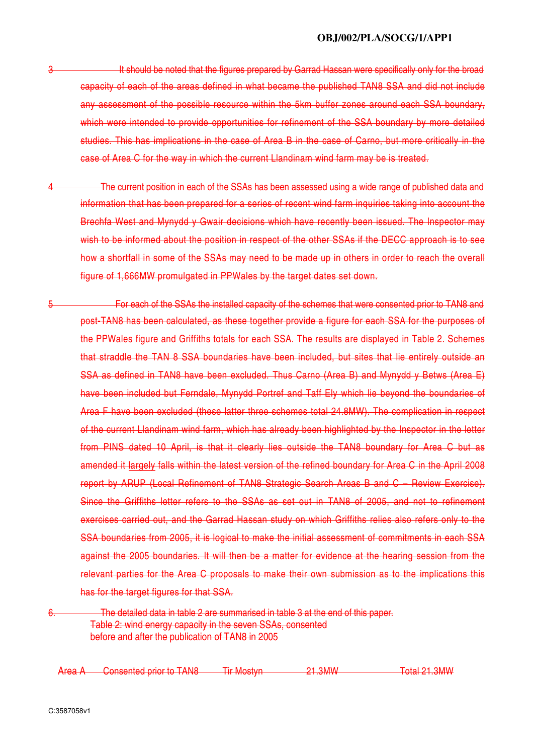3 ~~It should be noted that the figures prepared by Garrad Hassan were specifically only for the broad capacity of each of the areas defined in what became the published TAN8 SSA and did not include any assessment of the possible resource within the 5km buffer zones around each SSA boundary, which were intended to provide opportunities for refinement of the SSA boundary by more detailed studies. This has implications in the case of Area B in the case of Carno, but more critically in the case of Area C for the way in which the current Llandinam wind farm may be is treated.~~

4 ~~The current position in each of the SSAs has been assessed using a wide range of published data and information that has been prepared for a series of recent wind farm inquiries taking into account the Brechfa West and Mynydd y Gwair decisions which have recently been issued. The Inspector may wish to be informed about the position in respect of the other SSAs if the DECC approach is to see how a shortfall in some of the SSAs may need to be made up in others in order to reach the overall figure of 1,666MW promulgated in PPWales by the target dates set down.~~

5 ~~For each of the SSAs the installed capacity of the schemes that were consented prior to TAN8 and post-TAN8 has been calculated, as these together provide a figure for each SSA for the purposes of the PPWales figure and Griffiths totals for each SSA. The results are displayed in Table 2. Schemes that straddle the TAN 8 SSA boundaries have been included, but sites that lie entirely outside an SSA as defined in TAN8 have been excluded. Thus Carno (Area B) and Mynydd y Betws (Area E) have been included but Ferndale, Mynydd Portref and Taff Ely which lie beyond the boundaries of Area F have been excluded (these latter three schemes total 24.8MW). The complication in respect of the current Llandinam wind farm, which has already been highlighted by the Inspector in the letter from PINS dated 10 April, is that it clearly lies outside the TAN8 boundary for Area C but as amended it largely falls within the latest version of the refined boundary for Area C in the April 2008 report by ARUP (Local Refinement of TAN8 Strategic Search Areas B and C – Review Exercise). Since the Griffiths letter refers to the SSAs as set out in TAN8 of 2005, and not to refinement exercises carried out, and the Garrad Hassan study on which Griffiths relies also refers only to the SSA boundaries from 2005, it is logical to make the initial assessment of commitments in each SSA against the 2005 boundaries. It will then be a matter for evidence at the hearing session from the relevant parties for the Area C proposals to make their own submission as to the implications this has for the target figures for that SSA.~~

6. ~~The detailed data in table 2 are summarised in table 3 at the end of this paper.~~

~~Table 2: wind energy capacity in the seven SSAs, consented before and after the publication of TAN8 in 2005~~

| | | | | |
|---|---|---|---|---|
| ~~Area A~~ | ~~Consented prior to TAN8~~ | ~~Tir Mostyn~~ | ~~21.3MW~~ | ~~Total 21.3MW~~ |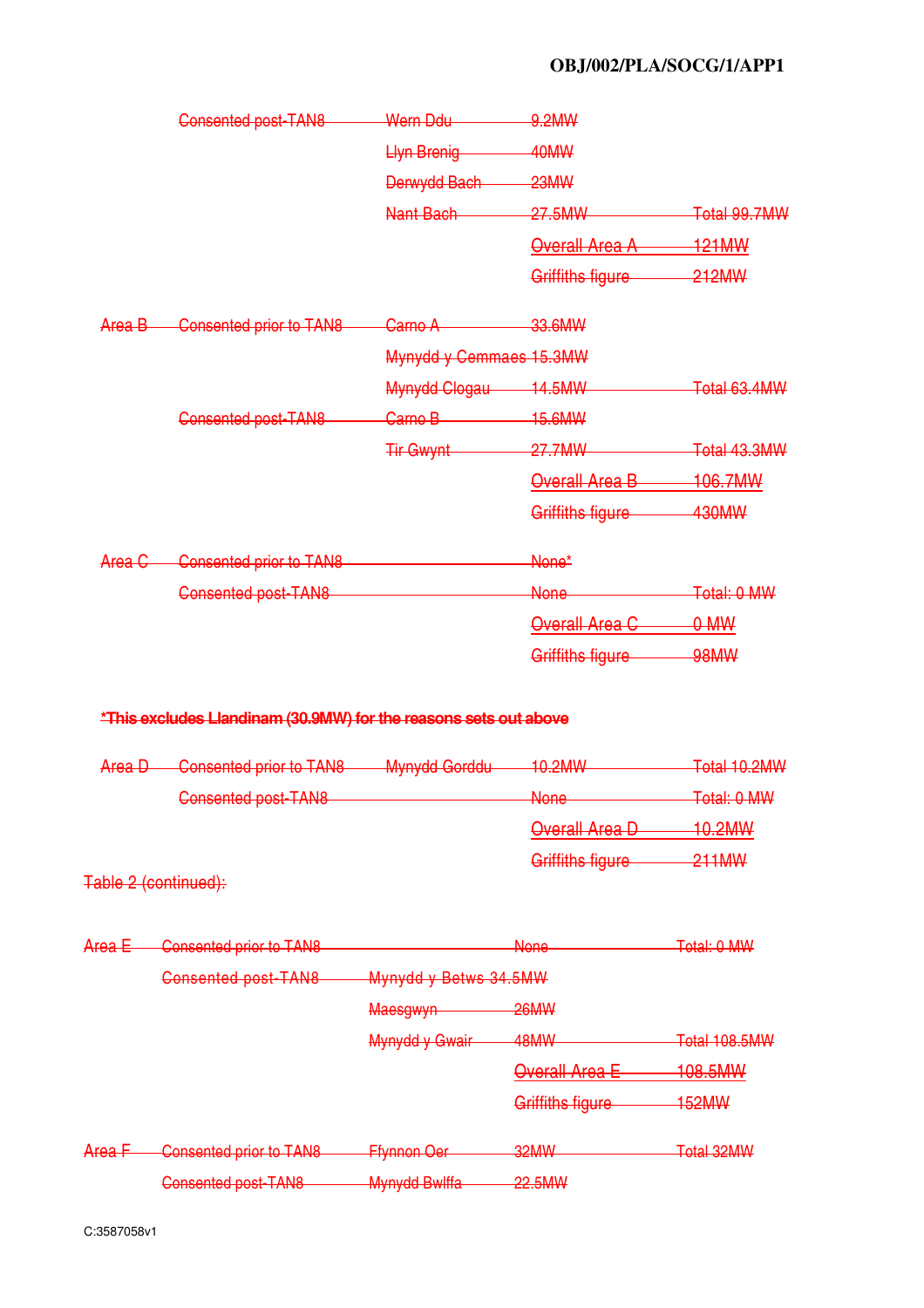OBJ/002/PLA/SOCG/1/APP1

| | | | | |
|---|---|---|---|---|
| | ~~Consented post-TAN8~~ | ~~Wern Ddu~~ | ~~9.2MW~~ | |
| | | ~~Llyn Brenig~~ | ~~40MW~~ | |
| | | ~~Derwydd Bach~~ | ~~23MW~~ | |
| | | ~~Nant Bach~~ | ~~27.5MW~~ | ~~Total 99.7MW~~ |
| | | | ~~Overall Area A~~ | ~~121MW~~ |
| | | | ~~Griffiths figure~~ | ~~212MW~~ |
| ~~Area B~~ | ~~Consented prior to TAN8~~ | ~~Carno A~~ | ~~33.6MW~~ | |
| | | ~~Mynydd y Cemmaes~~ | ~~15.3MW~~ | |
| | | ~~Mynydd Clogau~~ | ~~14.5MW~~ | ~~Total 63.4MW~~ |
| | ~~Consented post-TAN8~~ | ~~Carno B~~ | ~~15.6MW~~ | |
| | | ~~Tir Gwynt~~ | ~~27.7MW~~ | ~~Total 43.3MW~~ |
| | | | ~~Overall Area B~~ | ~~106.7MW~~ |
| | | | ~~Griffiths figure~~ | ~~430MW~~ |
| ~~Area C~~ | ~~Consented prior to TAN8~~ | | ~~None*~~ | |
| | ~~Consented post-TAN8~~ | | ~~None~~ | ~~Total: 0 MW~~ |
| | | | ~~Overall Area C~~ | ~~0 MW~~ |
| | | | ~~Griffiths figure~~ | ~~98MW~~ |

~~**\*This excludes Llandinam (30.9MW) for the reasons sets out above**~~

| | | | | |
|---|---|---|---|---|
| ~~Area D~~ | ~~Consented prior to TAN8~~ | ~~Mynydd Gorddu~~ | ~~10.2MW~~ | ~~Total 10.2MW~~ |
| | ~~Consented post-TAN8~~ | | ~~None~~ | ~~Total: 0 MW~~ |
| | | | ~~Overall Area D~~ | ~~10.2MW~~ |
| | | | ~~Griffiths figure~~ | ~~211MW~~ |

~~Table 2 (continued):~~

| | | | | |
|---|---|---|---|---|
| ~~Area E~~ | ~~Consented prior to TAN8~~ | | ~~None~~ | ~~Total: 0 MW~~ |
| | ~~Consented post-TAN8~~ | ~~Mynydd y Betws~~ | ~~34.5MW~~ | |
| | | ~~Maesgwyn~~ | ~~26MW~~ | |
| | | ~~Mynydd y Gwair~~ | ~~48MW~~ | ~~Total 108.5MW~~ |
| | | | ~~Overall Area E~~ | ~~108.5MW~~ |
| | | | ~~Griffiths figure~~ | ~~152MW~~ |
| ~~Area F~~ | ~~Consented prior to TAN8~~ | ~~Ffynnon Oer~~ | ~~32MW~~ | ~~Total 32MW~~ |
| | ~~Consented post-TAN8~~ | ~~Mynydd Bwllfa~~ | ~~22.5MW~~ | |

C:3587058v1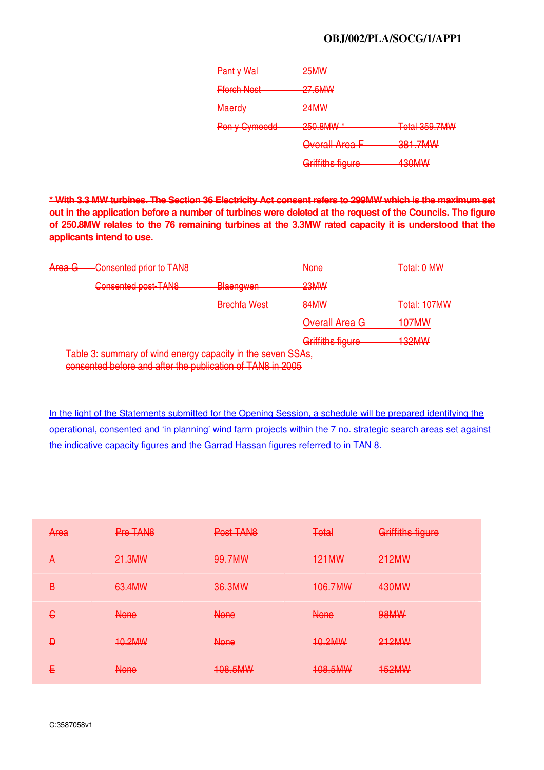~~Pant y Wal 25MW~~

~~Fforch Nest 27.5MW~~

~~Maerdy 24MW~~

~~Pen y Cymoedd 250.8MW * Total 359.7MW~~

~~Overall Area F 381.7MW~~

~~Griffiths figure 430MW~~

~~**\* With 3.3 MW turbines. The Section 36 Electricity Act consent refers to 299MW which is the maximum set out in the application before a number of turbines were deleted at the request of the Councils. The figure of 250.8MW relates to the 76 remaining turbines at the 3.3MW rated capacity it is understood that the applicants intend to use.**~~

~~Area G Consented prior to TAN8 None Total: 0 MW~~

~~Consented post-TAN8 Blaengwen 23MW~~

~~Brechfa West 84MW Total: 107MW~~

~~Overall Area G 107MW~~

~~Griffiths figure 132MW~~

~~Table 3: summary of wind energy capacity in the seven SSAs, consented before and after the publication of TAN8 in 2005~~

<u>In the light of the Statements submitted for the Opening Session, a schedule will be prepared identifying the operational, consented and 'in planning' wind farm projects within the 7 no. strategic search areas set against the indicative capacity figures and the Garrad Hassan figures referred to in TAN 8.</u>

---

| ~~Area~~ | ~~Pre TAN8~~ | ~~Post TAN8~~ | ~~Total~~ | ~~Griffiths figure~~ |
|---|---|---|---|---|
| ~~A~~ | ~~21.3MW~~ | ~~99.7MW~~ | ~~121MW~~ | ~~212MW~~ |
| ~~B~~ | ~~63.4MW~~ | ~~36.3MW~~ | ~~106.7MW~~ | ~~430MW~~ |
| ~~C~~ | ~~None~~ | ~~None~~ | ~~None~~ | ~~98MW~~ |
| ~~D~~ | ~~10.2MW~~ | ~~None~~ | ~~10.2MW~~ | ~~212MW~~ |
| ~~E~~ | ~~None~~ | ~~108.5MW~~ | ~~108.5MW~~ | ~~152MW~~ |

C:3587058v1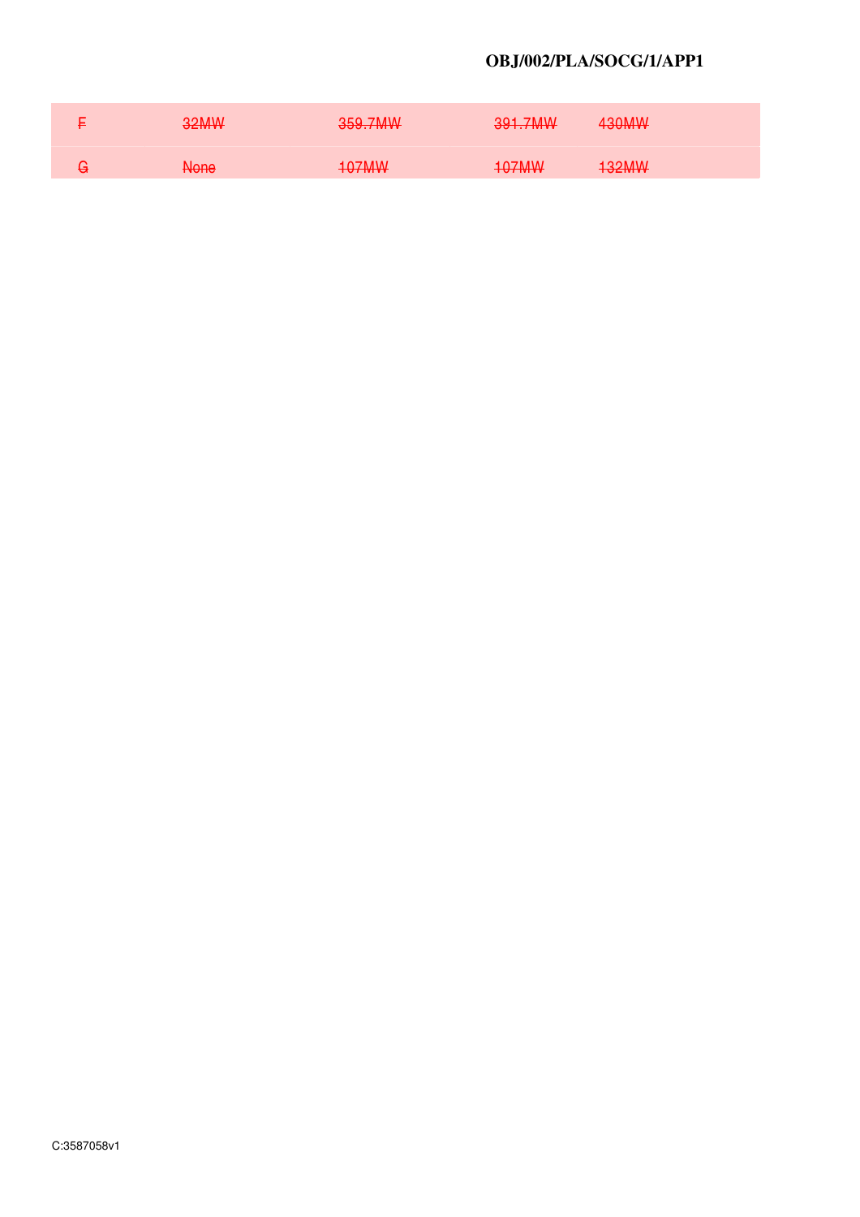| | | | | |
|---|---|---|---|---|
| ~~F~~ | ~~32MW~~ | ~~359.7MW~~ | ~~391.7MW~~ | ~~430MW~~ |
| ~~G~~ | ~~None~~ | ~~107MW~~ | ~~107MW~~ | ~~132MW~~ |

C:3587058v1